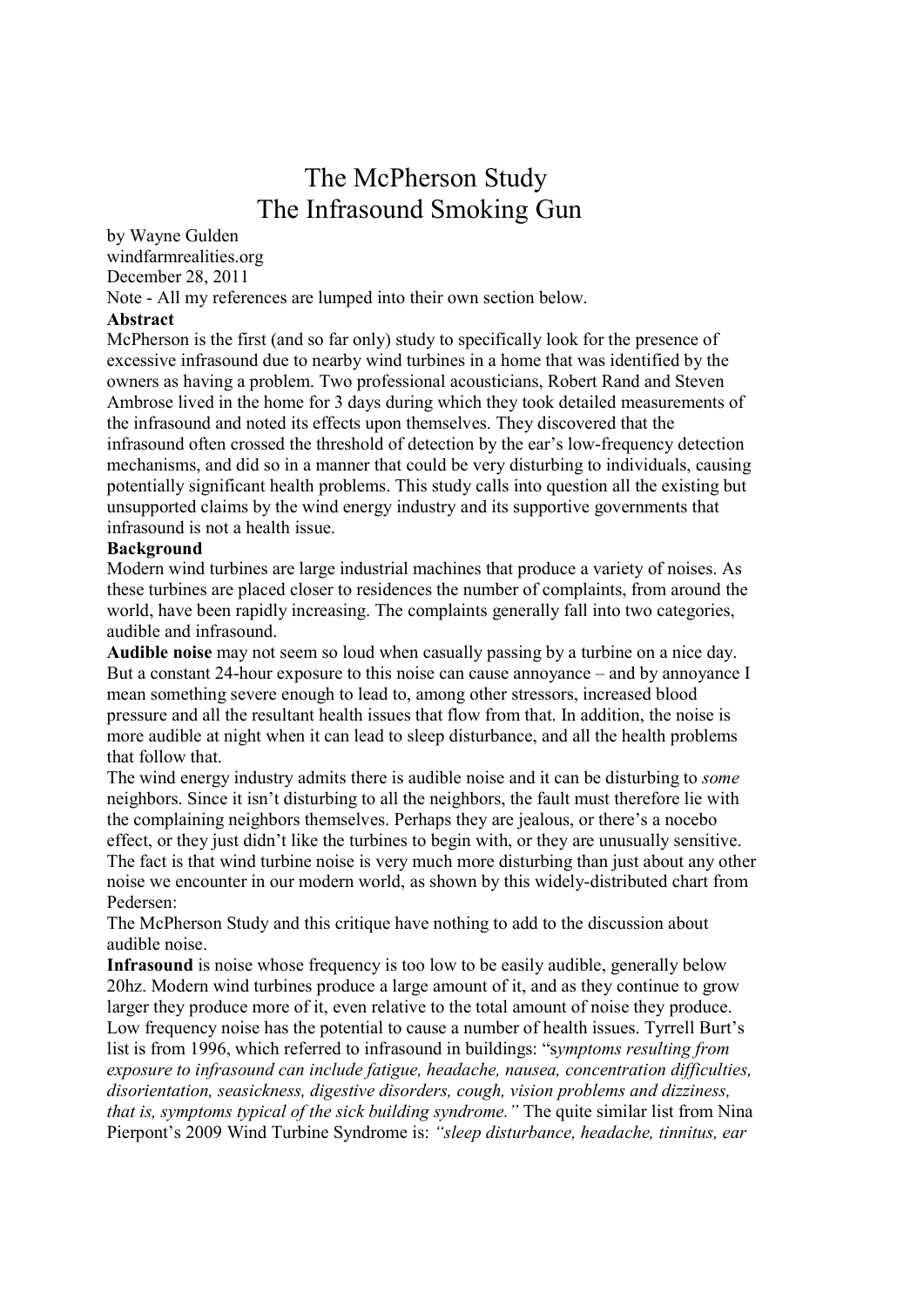# The McPherson Study
# The Infrasound Smoking Gun

by Wayne Gulden
windfarmrealities.org
December 28, 2011

Note - All my references are lumped into their own section below.

**Abstract**

McPherson is the first (and so far only) study to specifically look for the presence of excessive infrasound due to nearby wind turbines in a home that was identified by the owners as having a problem. Two professional acousticians, Robert Rand and Steven Ambrose lived in the home for 3 days during which they took detailed measurements of the infrasound and noted its effects upon themselves. They discovered that the infrasound often crossed the threshold of detection by the ear's low-frequency detection mechanisms, and did so in a manner that could be very disturbing to individuals, causing potentially significant health problems. This study calls into question all the existing but unsupported claims by the wind energy industry and its supportive governments that infrasound is not a health issue.

**Background**

Modern wind turbines are large industrial machines that produce a variety of noises. As these turbines are placed closer to residences the number of complaints, from around the world, have been rapidly increasing. The complaints generally fall into two categories, audible and infrasound.

**Audible noise** may not seem so loud when casually passing by a turbine on a nice day. But a constant 24-hour exposure to this noise can cause annoyance – and by annoyance I mean something severe enough to lead to, among other stressors, increased blood pressure and all the resultant health issues that flow from that. In addition, the noise is more audible at night when it can lead to sleep disturbance, and all the health problems that follow that.

The wind energy industry admits there is audible noise and it can be disturbing to *some* neighbors. Since it isn't disturbing to all the neighbors, the fault must therefore lie with the complaining neighbors themselves. Perhaps they are jealous, or there's a nocebo effect, or they just didn't like the turbines to begin with, or they are unusually sensitive. The fact is that wind turbine noise is very much more disturbing than just about any other noise we encounter in our modern world, as shown by this widely-distributed chart from Pedersen:

The McPherson Study and this critique have nothing to add to the discussion about audible noise.

**Infrasound** is noise whose frequency is too low to be easily audible, generally below 20hz. Modern wind turbines produce a large amount of it, and as they continue to grow larger they produce more of it, even relative to the total amount of noise they produce. Low frequency noise has the potential to cause a number of health issues. Tyrrell Burt's list is from 1996, which referred to infrasound in buildings: "*symptoms resulting from exposure to infrasound can include fatigue, headache, nausea, concentration difficulties, disorientation, seasickness, digestive disorders, cough, vision problems and dizziness, that is, symptoms typical of the sick building syndrome."* The quite similar list from Nina Pierpont's 2009 Wind Turbine Syndrome is: *"sleep disturbance, headache, tinnitus, ear*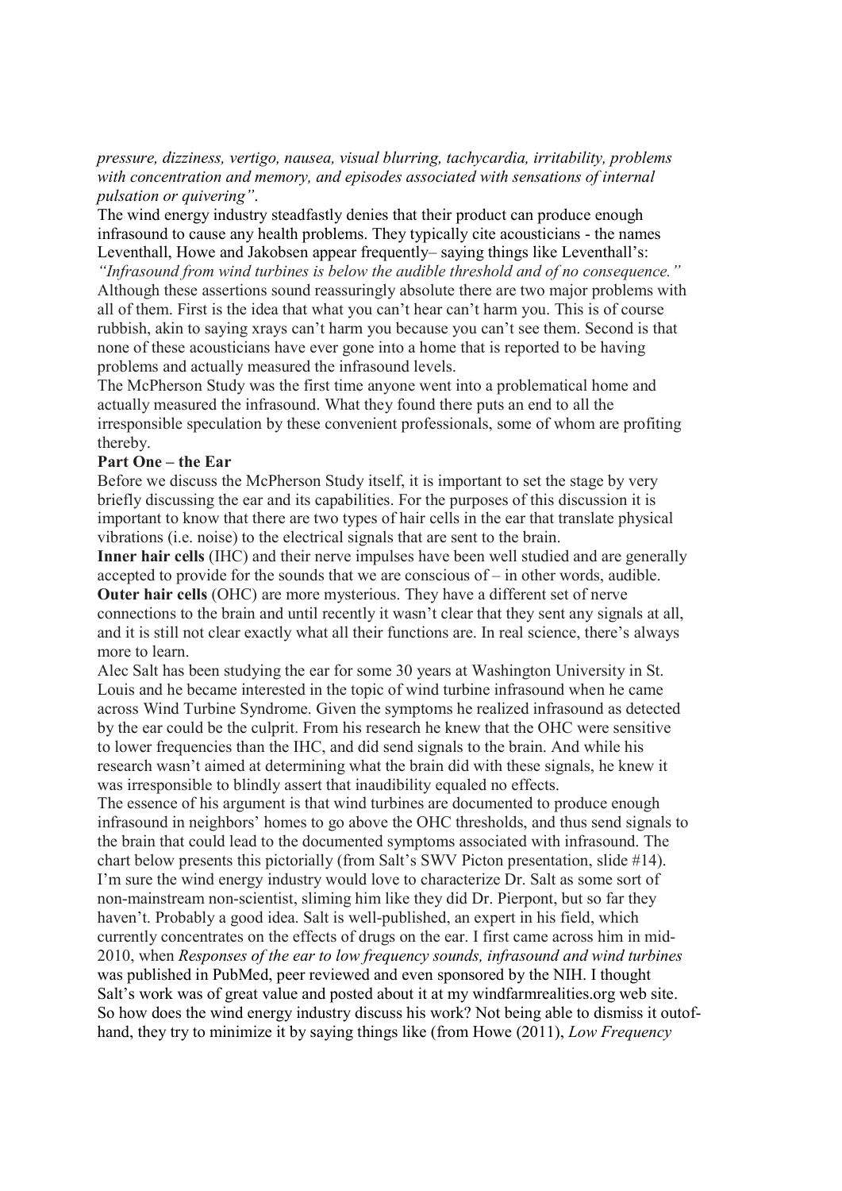*pressure, dizziness, vertigo, nausea, visual blurring, tachycardia, irritability, problems with concentration and memory, and episodes associated with sensations of internal pulsation or quivering".*

The wind energy industry steadfastly denies that their product can produce enough infrasound to cause any health problems. They typically cite acousticians - the names Leventhall, Howe and Jakobsen appear frequently– saying things like Leventhall's: *"Infrasound from wind turbines is below the audible threshold and of no consequence."* Although these assertions sound reassuringly absolute there are two major problems with all of them. First is the idea that what you can't hear can't harm you. This is of course rubbish, akin to saying xrays can't harm you because you can't see them. Second is that none of these acousticians have ever gone into a home that is reported to be having problems and actually measured the infrasound levels.

The McPherson Study was the first time anyone went into a problematical home and actually measured the infrasound. What they found there puts an end to all the irresponsible speculation by these convenient professionals, some of whom are profiting thereby.

**Part One – the Ear**

Before we discuss the McPherson Study itself, it is important to set the stage by very briefly discussing the ear and its capabilities. For the purposes of this discussion it is important to know that there are two types of hair cells in the ear that translate physical vibrations (i.e. noise) to the electrical signals that are sent to the brain.

**Inner hair cells** (IHC) and their nerve impulses have been well studied and are generally accepted to provide for the sounds that we are conscious of – in other words, audible.

**Outer hair cells** (OHC) are more mysterious. They have a different set of nerve connections to the brain and until recently it wasn't clear that they sent any signals at all, and it is still not clear exactly what all their functions are. In real science, there's always more to learn.

Alec Salt has been studying the ear for some 30 years at Washington University in St. Louis and he became interested in the topic of wind turbine infrasound when he came across Wind Turbine Syndrome. Given the symptoms he realized infrasound as detected by the ear could be the culprit. From his research he knew that the OHC were sensitive to lower frequencies than the IHC, and did send signals to the brain. And while his research wasn't aimed at determining what the brain did with these signals, he knew it was irresponsible to blindly assert that inaudibility equaled no effects.

The essence of his argument is that wind turbines are documented to produce enough infrasound in neighbors' homes to go above the OHC thresholds, and thus send signals to the brain that could lead to the documented symptoms associated with infrasound. The chart below presents this pictorially (from Salt's SWV Picton presentation, slide #14).

I'm sure the wind energy industry would love to characterize Dr. Salt as some sort of non-mainstream non-scientist, sliming him like they did Dr. Pierpont, but so far they haven't. Probably a good idea. Salt is well-published, an expert in his field, which currently concentrates on the effects of drugs on the ear. I first came across him in mid-2010, when *Responses of the ear to low frequency sounds, infrasound and wind turbines* was published in PubMed, peer reviewed and even sponsored by the NIH. I thought Salt's work was of great value and posted about it at my windfarmrealities.org web site.

So how does the wind energy industry discuss his work? Not being able to dismiss it out-of-hand, they try to minimize it by saying things like (from Howe (2011), *Low Frequency*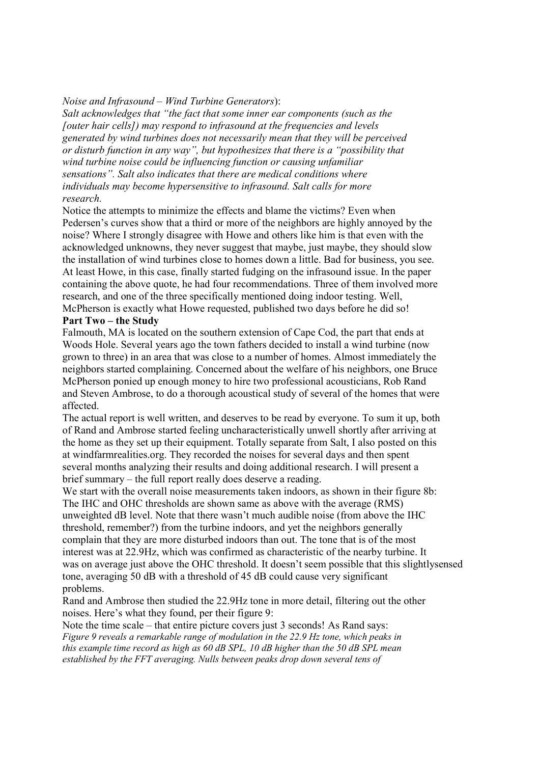*Noise and Infrasound – Wind Turbine Generators*):

*Salt acknowledges that "the fact that some inner ear components (such as the [outer hair cells]) may respond to infrasound at the frequencies and levels generated by wind turbines does not necessarily mean that they will be perceived or disturb function in any way", but hypothesizes that there is a "possibility that wind turbine noise could be influencing function or causing unfamiliar sensations". Salt also indicates that there are medical conditions where individuals may become hypersensitive to infrasound. Salt calls for more research.*

Notice the attempts to minimize the effects and blame the victims? Even when Pedersen's curves show that a third or more of the neighbors are highly annoyed by the noise? Where I strongly disagree with Howe and others like him is that even with the acknowledged unknowns, they never suggest that maybe, just maybe, they should slow the installation of wind turbines close to homes down a little. Bad for business, you see. At least Howe, in this case, finally started fudging on the infrasound issue. In the paper containing the above quote, he had four recommendations. Three of them involved more research, and one of the three specifically mentioned doing indoor testing. Well, McPherson is exactly what Howe requested, published two days before he did so!

**Part Two – the Study**

Falmouth, MA is located on the southern extension of Cape Cod, the part that ends at Woods Hole. Several years ago the town fathers decided to install a wind turbine (now grown to three) in an area that was close to a number of homes. Almost immediately the neighbors started complaining. Concerned about the welfare of his neighbors, one Bruce McPherson ponied up enough money to hire two professional acousticians, Rob Rand and Steven Ambrose, to do a thorough acoustical study of several of the homes that were affected.

The actual report is well written, and deserves to be read by everyone. To sum it up, both of Rand and Ambrose started feeling uncharacteristically unwell shortly after arriving at the home as they set up their equipment. Totally separate from Salt, I also posted on this at windfarmrealities.org. They recorded the noises for several days and then spent several months analyzing their results and doing additional research. I will present a brief summary – the full report really does deserve a reading.

We start with the overall noise measurements taken indoors, as shown in their figure 8b: The IHC and OHC thresholds are shown same as above with the average (RMS) unweighted dB level. Note that there wasn't much audible noise (from above the IHC threshold, remember?) from the turbine indoors, and yet the neighbors generally complain that they are more disturbed indoors than out. The tone that is of the most interest was at 22.9Hz, which was confirmed as characteristic of the nearby turbine. It was on average just above the OHC threshold. It doesn't seem possible that this slightlysensed tone, averaging 50 dB with a threshold of 45 dB could cause very significant problems.

Rand and Ambrose then studied the 22.9Hz tone in more detail, filtering out the other noises. Here's what they found, per their figure 9:

Note the time scale – that entire picture covers just 3 seconds! As Rand says:

*Figure 9 reveals a remarkable range of modulation in the 22.9 Hz tone, which peaks in this example time record as high as 60 dB SPL, 10 dB higher than the 50 dB SPL mean established by the FFT averaging. Nulls between peaks drop down several tens of*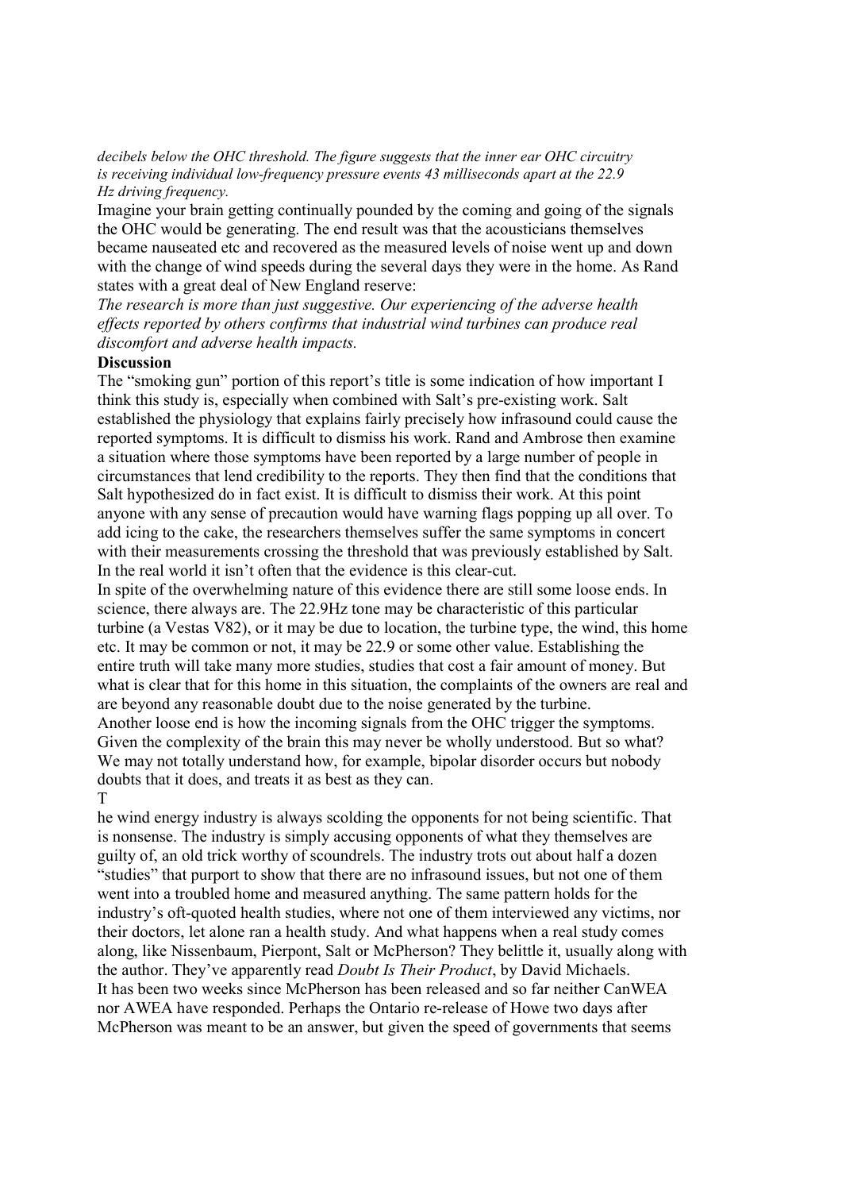*decibels below the OHC threshold. The figure suggests that the inner ear OHC circuitry is receiving individual low-frequency pressure events 43 milliseconds apart at the 22.9 Hz driving frequency.*

Imagine your brain getting continually pounded by the coming and going of the signals the OHC would be generating. The end result was that the acousticians themselves became nauseated etc and recovered as the measured levels of noise went up and down with the change of wind speeds during the several days they were in the home. As Rand states with a great deal of New England reserve:

*The research is more than just suggestive. Our experiencing of the adverse health effects reported by others confirms that industrial wind turbines can produce real discomfort and adverse health impacts.*

**Discussion**

The "smoking gun" portion of this report's title is some indication of how important I think this study is, especially when combined with Salt's pre-existing work. Salt established the physiology that explains fairly precisely how infrasound could cause the reported symptoms. It is difficult to dismiss his work. Rand and Ambrose then examine a situation where those symptoms have been reported by a large number of people in circumstances that lend credibility to the reports. They then find that the conditions that Salt hypothesized do in fact exist. It is difficult to dismiss their work. At this point anyone with any sense of precaution would have warning flags popping up all over. To add icing to the cake, the researchers themselves suffer the same symptoms in concert with their measurements crossing the threshold that was previously established by Salt. In the real world it isn't often that the evidence is this clear-cut.

In spite of the overwhelming nature of this evidence there are still some loose ends. In science, there always are. The 22.9Hz tone may be characteristic of this particular turbine (a Vestas V82), or it may be due to location, the turbine type, the wind, this home etc. It may be common or not, it may be 22.9 or some other value. Establishing the entire truth will take many more studies, studies that cost a fair amount of money. But what is clear that for this home in this situation, the complaints of the owners are real and are beyond any reasonable doubt due to the noise generated by the turbine.

Another loose end is how the incoming signals from the OHC trigger the symptoms. Given the complexity of the brain this may never be wholly understood. But so what? We may not totally understand how, for example, bipolar disorder occurs but nobody doubts that it does, and treats it as best as they can.

The wind energy industry is always scolding the opponents for not being scientific. That is nonsense. The industry is simply accusing opponents of what they themselves are guilty of, an old trick worthy of scoundrels. The industry trots out about half a dozen "studies" that purport to show that there are no infrasound issues, but not one of them went into a troubled home and measured anything. The same pattern holds for the industry's oft-quoted health studies, where not one of them interviewed any victims, nor their doctors, let alone ran a health study. And what happens when a real study comes along, like Nissenbaum, Pierpont, Salt or McPherson? They belittle it, usually along with the author. They've apparently read *Doubt Is Their Product*, by David Michaels.

It has been two weeks since McPherson has been released and so far neither CanWEA nor AWEA have responded. Perhaps the Ontario re-release of Howe two days after McPherson was meant to be an answer, but given the speed of governments that seems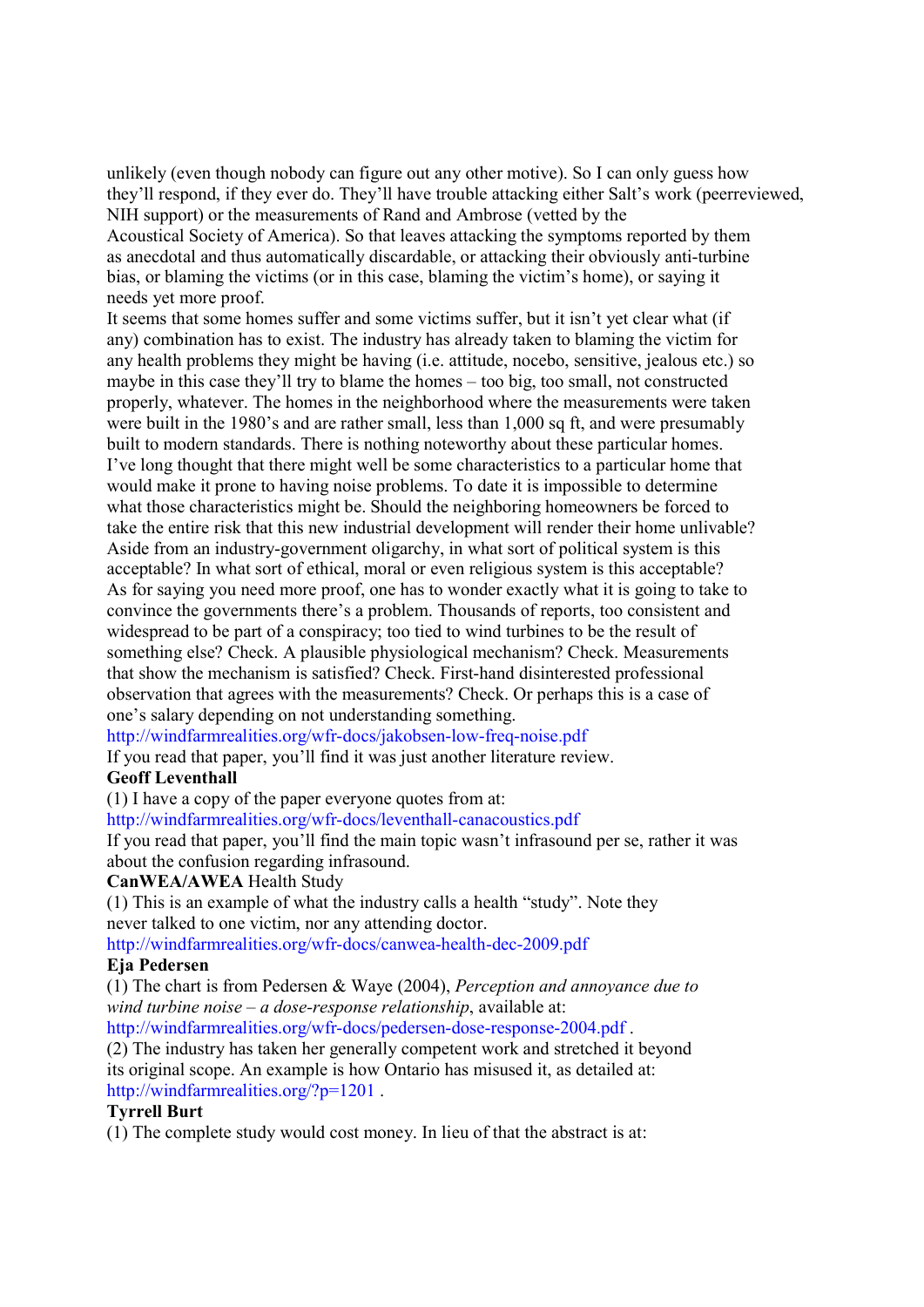unlikely (even though nobody can figure out any other motive). So I can only guess how they'll respond, if they ever do. They'll have trouble attacking either Salt's work (peerreviewed, NIH support) or the measurements of Rand and Ambrose (vetted by the Acoustical Society of America). So that leaves attacking the symptoms reported by them as anecdotal and thus automatically discardable, or attacking their obviously anti-turbine bias, or blaming the victims (or in this case, blaming the victim's home), or saying it needs yet more proof.

It seems that some homes suffer and some victims suffer, but it isn't yet clear what (if any) combination has to exist. The industry has already taken to blaming the victim for any health problems they might be having (i.e. attitude, nocebo, sensitive, jealous etc.) so maybe in this case they'll try to blame the homes – too big, too small, not constructed properly, whatever. The homes in the neighborhood where the measurements were taken were built in the 1980's and are rather small, less than 1,000 sq ft, and were presumably built to modern standards. There is nothing noteworthy about these particular homes. I've long thought that there might well be some characteristics to a particular home that would make it prone to having noise problems. To date it is impossible to determine what those characteristics might be. Should the neighboring homeowners be forced to take the entire risk that this new industrial development will render their home unlivable? Aside from an industry-government oligarchy, in what sort of political system is this acceptable? In what sort of ethical, moral or even religious system is this acceptable?

As for saying you need more proof, one has to wonder exactly what it is going to take to convince the governments there's a problem. Thousands of reports, too consistent and widespread to be part of a conspiracy; too tied to wind turbines to be the result of something else? Check. A plausible physiological mechanism? Check. Measurements that show the mechanism is satisfied? Check. First-hand disinterested professional observation that agrees with the measurements? Check. Or perhaps this is a case of one's salary depending on not understanding something.

http://windfarmrealities.org/wfr-docs/jakobsen-low-freq-noise.pdf

If you read that paper, you'll find it was just another literature review.

**Geoff Leventhall**

(1) I have a copy of the paper everyone quotes from at:
http://windfarmrealities.org/wfr-docs/leventhall-canacoustics.pdf
If you read that paper, you'll find the main topic wasn't infrasound per se, rather it was about the confusion regarding infrasound.

**CanWEA/AWEA** Health Study

(1) This is an example of what the industry calls a health "study". Note they never talked to one victim, nor any attending doctor.
http://windfarmrealities.org/wfr-docs/canwea-health-dec-2009.pdf

**Eja Pedersen**

(1) The chart is from Pedersen & Waye (2004), *Perception and annoyance due to wind turbine noise – a dose-response relationship*, available at:
http://windfarmrealities.org/wfr-docs/pedersen-dose-response-2004.pdf .

(2) The industry has taken her generally competent work and stretched it beyond its original scope. An example is how Ontario has misused it, as detailed at:
http://windfarmrealities.org/?p=1201 .

**Tyrrell Burt**

(1) The complete study would cost money. In lieu of that the abstract is at: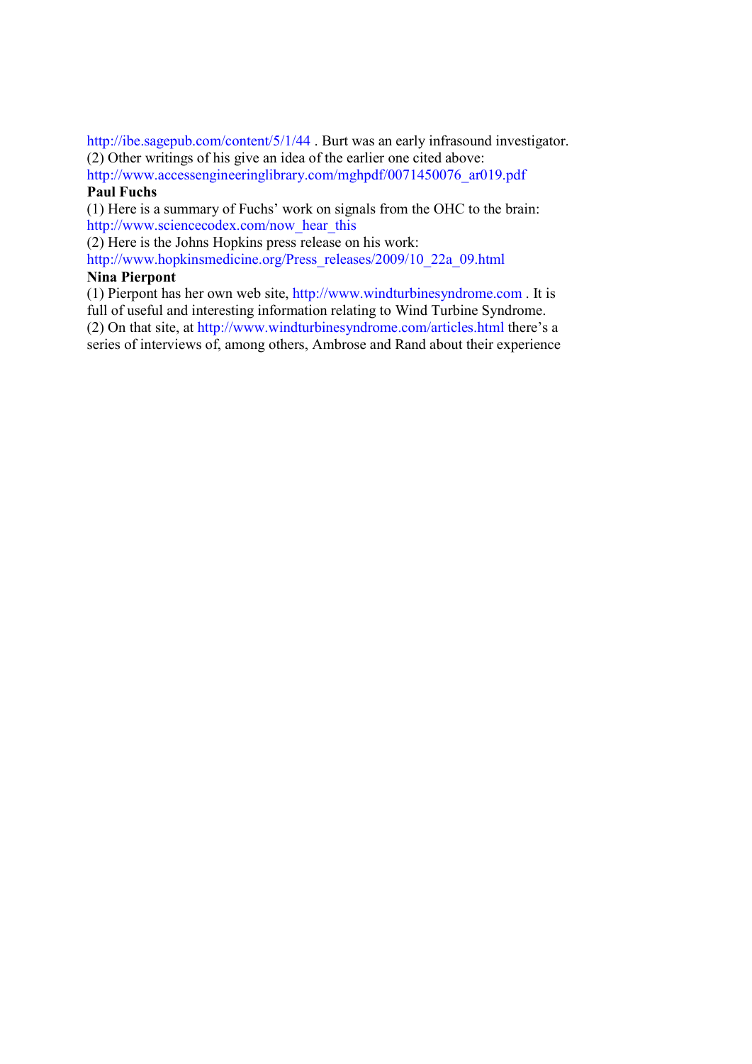http://ibe.sagepub.com/content/5/1/44 . Burt was an early infrasound investigator.
(2) Other writings of his give an idea of the earlier one cited above:
http://www.accessengineeringlibrary.com/mghpdf/0071450076_ar019.pdf

**Paul Fuchs**

(1) Here is a summary of Fuchs' work on signals from the OHC to the brain:
http://www.sciencecodex.com/now_hear_this
(2) Here is the Johns Hopkins press release on his work:
http://www.hopkinsmedicine.org/Press_releases/2009/10_22a_09.html

**Nina Pierpont**

(1) Pierpont has her own web site, http://www.windturbinesyndrome.com . It is full of useful and interesting information relating to Wind Turbine Syndrome.
(2) On that site, at http://www.windturbinesyndrome.com/articles.html there's a series of interviews of, among others, Ambrose and Rand about their experience